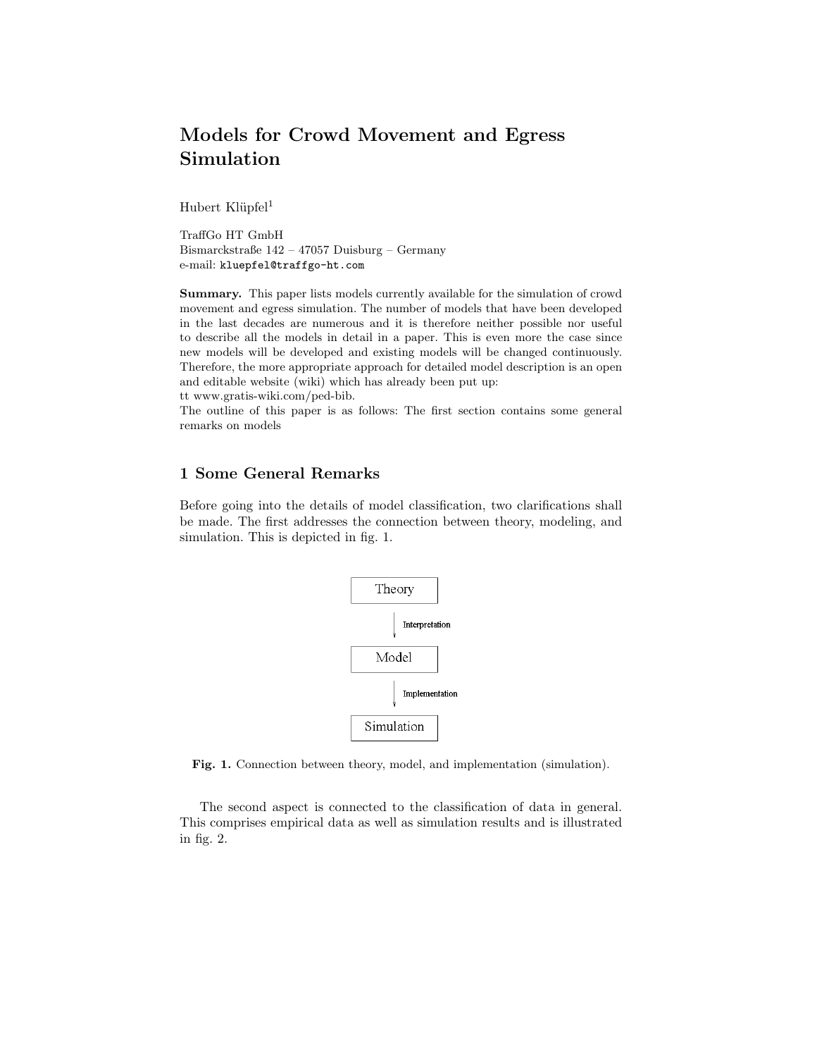# Models for Crowd Movement and Egress Simulation

Hubert Klüpfel[1]

TraffGo HT GmbH
Bismarckstraße 142 – 47057 Duisburg – Germany
e-mail: kluepfel@traffgo-ht.com

**Summary.** This paper lists models currently available for the simulation of crowd movement and egress simulation. The number of models that have been developed in the last decades are numerous and it is therefore neither possible nor useful to describe all the models in detail in a paper. This is even more the case since new models will be developed and existing models will be changed continuously. Therefore, the more appropriate approach for detailed model description is an open and editable website (wiki) which has already been put up:
tt www.gratis-wiki.com/ped-bib.
The outline of this paper is as follows: The first section contains some general remarks on models

## 1 Some General Remarks

Before going into the details of model classification, two clarifications shall be made. The first addresses the connection between theory, modeling, and simulation. This is depicted in fig. 1.

Theory → (Interpretation) → Model → (Implementation) → Simulation

**Fig. 1.** Connection between theory, model, and implementation (simulation).

The second aspect is connected to the classification of data in general. This comprises empirical data as well as simulation results and is illustrated in fig. 2.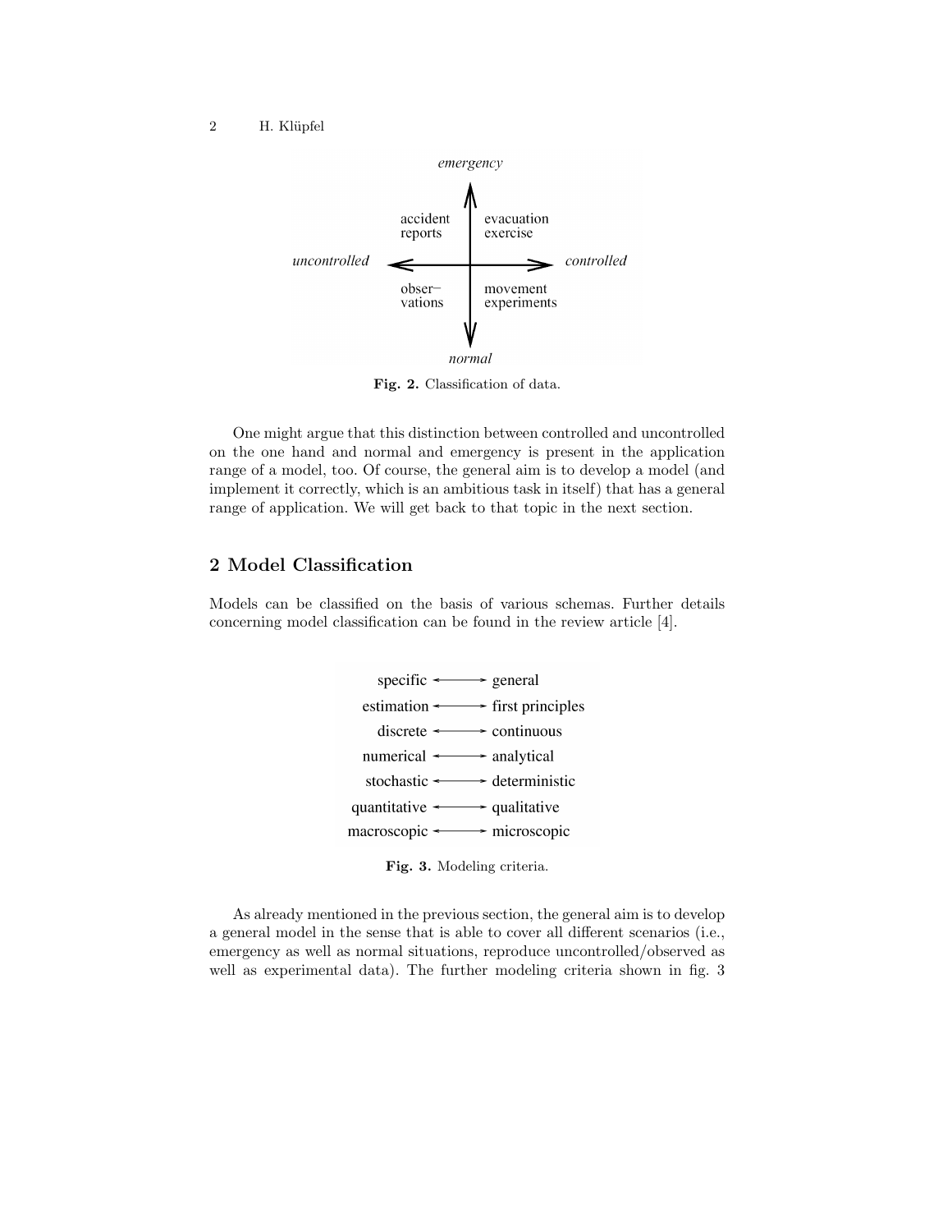Fig. 2. Classification of data.

One might argue that this distinction between controlled and uncontrolled on the one hand and normal and emergency is present in the application range of a model, too. Of course, the general aim is to develop a model (and implement it correctly, which is an ambitious task in itself) that has a general range of application. We will get back to that topic in the next section.

## 2 Model Classification

Models can be classified on the basis of various schemas. Further details concerning model classification can be found in the review article [4].

Fig. 3. Modeling criteria.

As already mentioned in the previous section, the general aim is to develop a general model in the sense that is able to cover all different scenarios (i.e., emergency as well as normal situations, reproduce uncontrolled/observed as well as experimental data). The further modeling criteria shown in fig. 3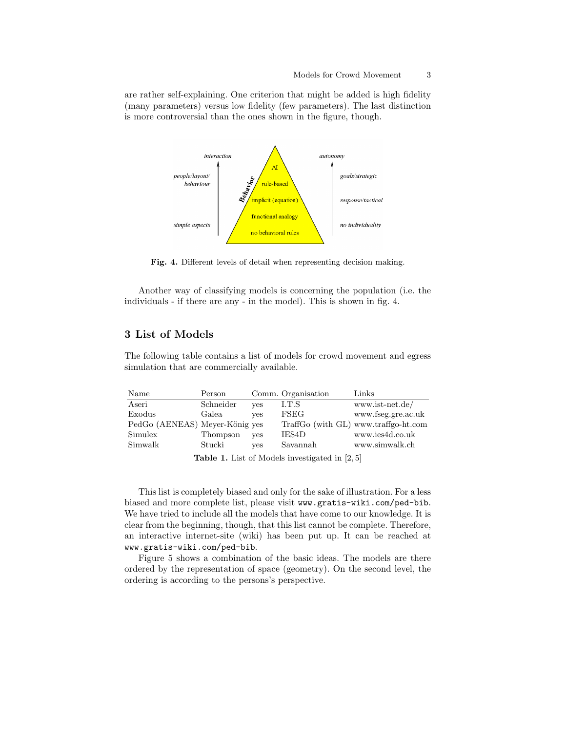are rather self-explaining. One criterion that might be added is high fidelity (many parameters) versus low fidelity (few parameters). The last distinction is more controversial than the ones shown in the figure, though.

**Fig. 4.** Different levels of detail when representing decision making.

Another way of classifying models is concerning the population (i.e. the individuals - if there are any - in the model). This is shown in fig. 4.

## 3 List of Models

The following table contains a list of models for crowd movement and egress simulation that are commercially available.

| Name | Person | Comm. | Organisation | Links |
|---|---|---|---|---|
| Aseri | Schneider | yes | I.T.S | www.ist-net.de/ |
| Exodus | Galea | yes | FSEG | www.fseg.gre.ac.uk |
| PedGo (AENEAS) | Meyer-König | yes | TraffGo (with GL) | www.traffgo-ht.com |
| Simulex | Thompson | yes | IES4D | www.ies4d.co.uk |
| Simwalk | Stucki | yes | Savannah | www.simwalk.ch |

**Table 1.** List of Models investigated in [2, 5]

This list is completely biased and only for the sake of illustration. For a less biased and more complete list, please visit `www.gratis-wiki.com/ped-bib`. We have tried to include all the models that have come to our knowledge. It is clear from the beginning, though, that this list cannot be complete. Therefore, an interactive internet-site (wiki) has been put up. It can be reached at `www.gratis-wiki.com/ped-bib`.

Figure 5 shows a combination of the basic ideas. The models are there ordered by the representation of space (geometry). On the second level, the ordering is according to the persons's perspective.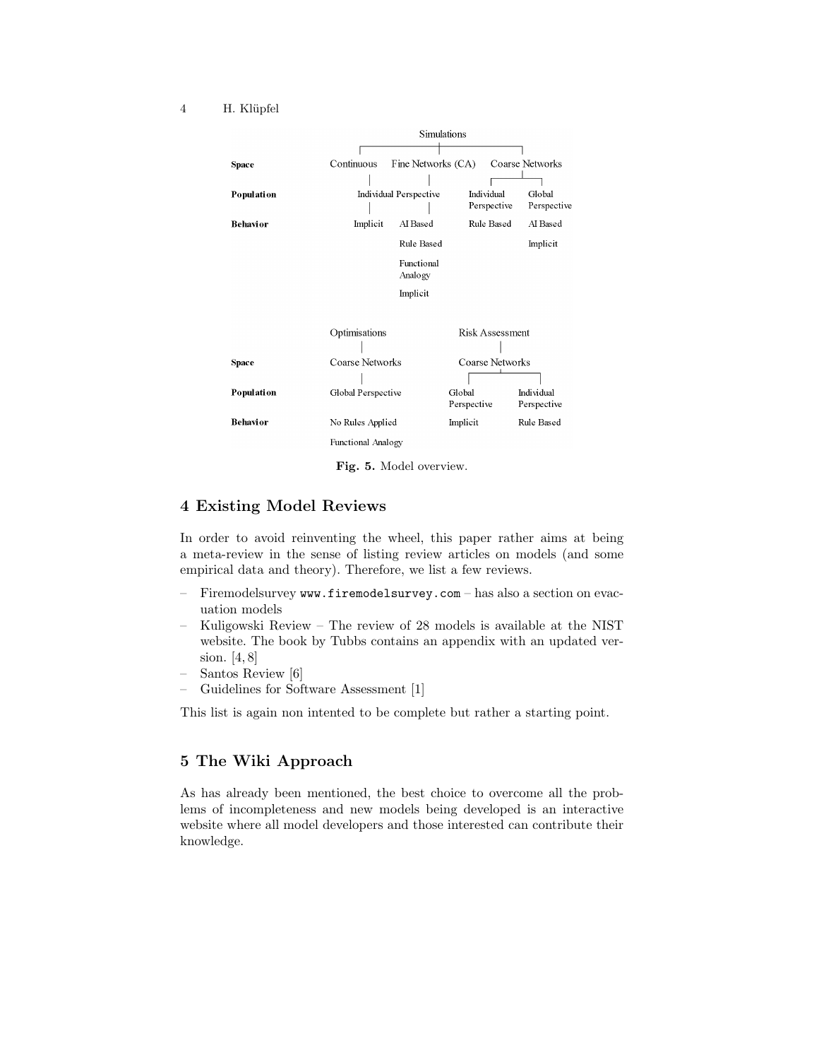Simulations

| | Continuous | Fine Networks (CA) | Coarse Networks | |
|---|---|---|---|---|
| **Space** | Continuous | Fine Networks (CA) | Coarse Networks | |
| **Population** | Individual Perspective | | Individual Perspective | Global Perspective |
| **Behavior** | Implicit | AI Based | Rule Based | AI Based |
| | | Rule Based | | Implicit |
| | | Functional Analogy | | |
| | | Implicit | | |

| | Optimisations | Risk Assessment | |
|---|---|---|---|
| **Space** | Coarse Networks | Coarse Networks | |
| **Population** | Global Perspective | Global Perspective | Individual Perspective |
| **Behavior** | No Rules Applied | Implicit | Rule Based |
| | Functional Analogy | | |

**Fig. 5.** Model overview.

## 4 Existing Model Reviews

In order to avoid reinventing the wheel, this paper rather aims at being a meta-review in the sense of listing review articles on models (and some empirical data and theory). Therefore, we list a few reviews.

- Firemodelsurvey `www.firemodelsurvey.com` – has also a section on evacuation models
- Kuligowski Review – The review of 28 models is available at the NIST website. The book by Tubbs contains an appendix with an updated version. [4, 8]
- Santos Review [6]
- Guidelines for Software Assessment [1]

This list is again non intented to be complete but rather a starting point.

## 5 The Wiki Approach

As has already been mentioned, the best choice to overcome all the problems of incompleteness and new models being developed is an interactive website where all model developers and those interested can contribute their knowledge.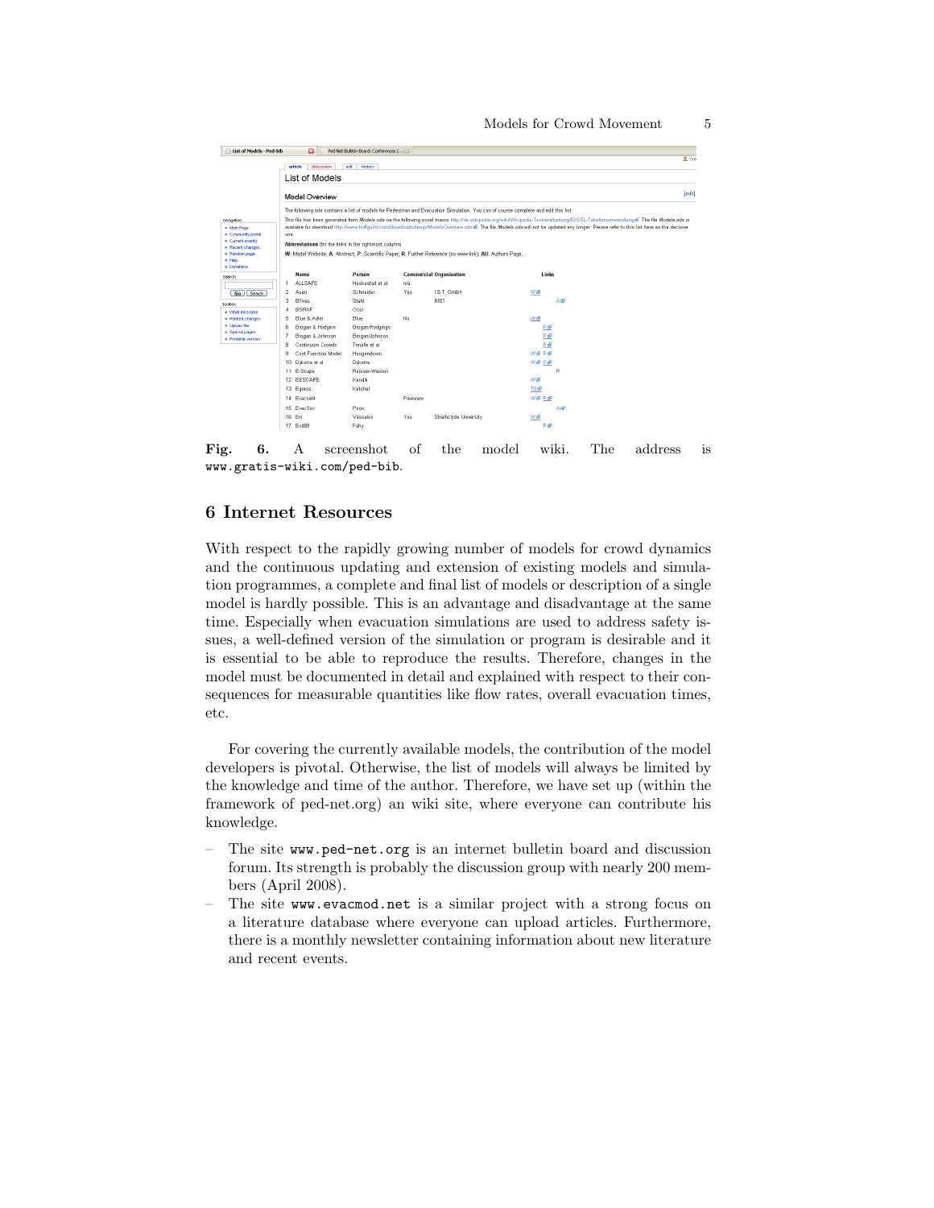**Fig. 6.** A screenshot of the model wiki. The address is www.gratis-wiki.com/ped-bib.

## 6 Internet Resources

With respect to the rapidly growing number of models for crowd dynamics and the continuous updating and extension of existing models and simulation programmes, a complete and final list of models or description of a single model is hardly possible. This is an advantage and disadvantage at the same time. Especially when evacuation simulations are used to address safety issues, a well-defined version of the simulation or program is desirable and it is essential to be able to reproduce the results. Therefore, changes in the model must be documented in detail and explained with respect to their consequences for measurable quantities like flow rates, overall evacuation times, etc.

For covering the currently available models, the contribution of the model developers is pivotal. Otherwise, the list of models will always be limited by the knowledge and time of the author. Therefore, we have set up (within the framework of ped-net.org) an wiki site, where everyone can contribute his knowledge.

- The site www.ped-net.org is an internet bulletin board and discussion forum. Its strength is probably the discussion group with nearly 200 members (April 2008).
- The site www.evacmod.net is a similar project with a strong focus on a literature database where everyone can upload articles. Furthermore, there is a monthly newsletter containing information about new literature and recent events.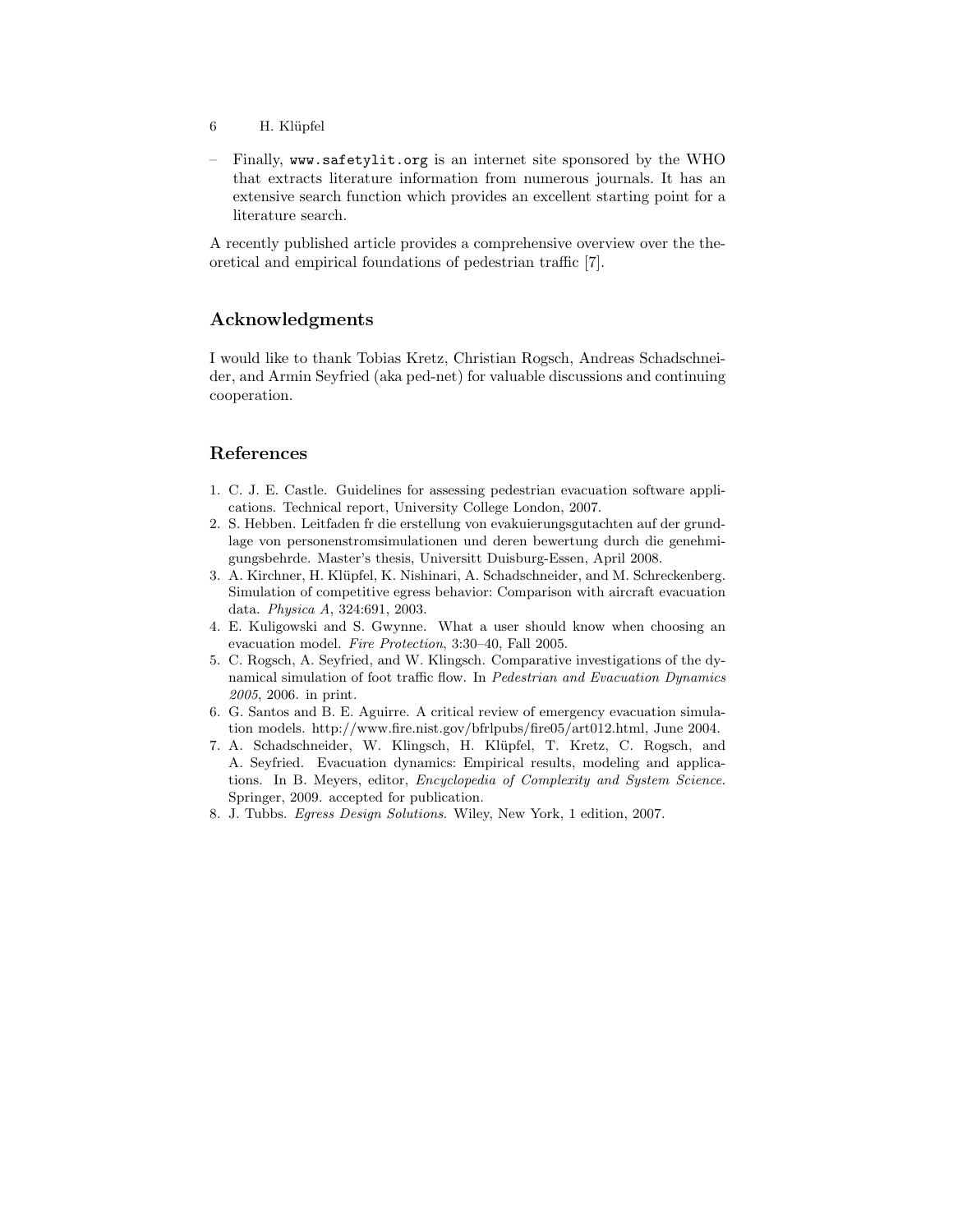– Finally, `www.safetylit.org` is an internet site sponsored by the WHO that extracts literature information from numerous journals. It has an extensive search function which provides an excellent starting point for a literature search.

A recently published article provides a comprehensive overview over the theoretical and empirical foundations of pedestrian traffic [7].

## Acknowledgments

I would like to thank Tobias Kretz, Christian Rogsch, Andreas Schadschneider, and Armin Seyfried (aka ped-net) for valuable discussions and continuing cooperation.

## References

1. C. J. E. Castle. Guidelines for assessing pedestrian evacuation software applications. Technical report, University College London, 2007.
2. S. Hebben. Leitfaden fr die erstellung von evakuierungsgutachten auf der grundlage von personenstromsimulationen und deren bewertung durch die genehmigungsbehrde. Master's thesis, Universitt Duisburg-Essen, April 2008.
3. A. Kirchner, H. Klüpfel, K. Nishinari, A. Schadschneider, and M. Schreckenberg. Simulation of competitive egress behavior: Comparison with aircraft evacuation data. *Physica A*, 324:691, 2003.
4. E. Kuligowski and S. Gwynne. What a user should know when choosing an evacuation model. *Fire Protection*, 3:30–40, Fall 2005.
5. C. Rogsch, A. Seyfried, and W. Klingsch. Comparative investigations of the dynamical simulation of foot traffic flow. In *Pedestrian and Evacuation Dynamics 2005*, 2006. in print.
6. G. Santos and B. E. Aguirre. A critical review of emergency evacuation simulation models. http://www.fire.nist.gov/bfrlpubs/fire05/art012.html, June 2004.
7. A. Schadschneider, W. Klingsch, H. Klüpfel, T. Kretz, C. Rogsch, and A. Seyfried. Evacuation dynamics: Empirical results, modeling and applications. In B. Meyers, editor, *Encyclopedia of Complexity and System Science*. Springer, 2009. accepted for publication.
8. J. Tubbs. *Egress Design Solutions*. Wiley, New York, 1 edition, 2007.